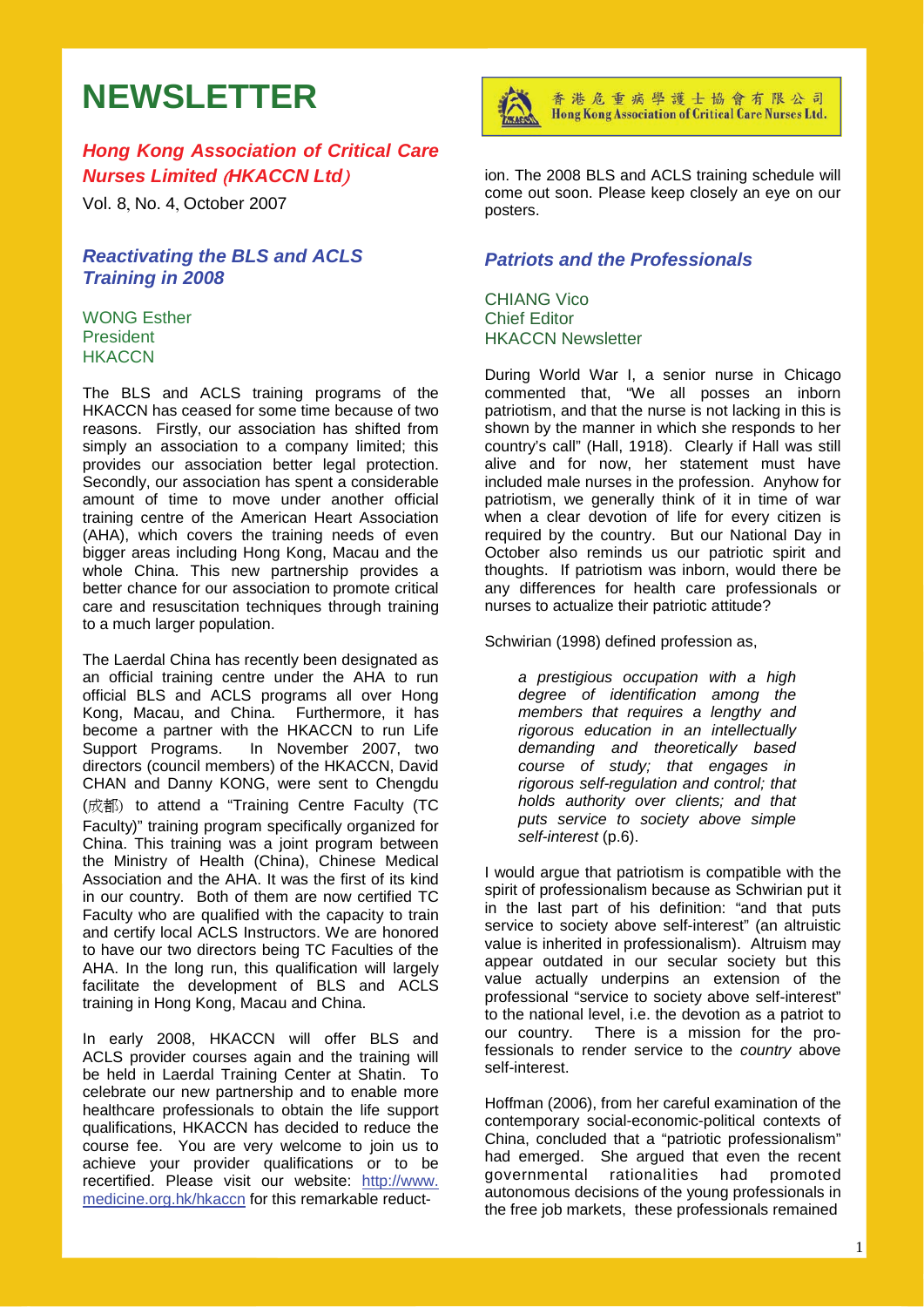# NEWSLETTER

香港危重病學護士協會有限公司
Hong Kong Association of Critical Care Nurses Ltd.

## *Hong Kong Association of Critical Care Nurses Limited (HKACCN Ltd)*

Vol. 8, No. 4, October 2007

### *Reactivating the BLS and ACLS Training in 2008*

WONG Esther
President
HKACCN

The BLS and ACLS training programs of the HKACCN has ceased for some time because of two reasons. Firstly, our association has shifted from simply an association to a company limited; this provides our association better legal protection. Secondly, our association has spent a considerable amount of time to move under another official training centre of the American Heart Association (AHA), which covers the training needs of even bigger areas including Hong Kong, Macau and the whole China. This new partnership provides a better chance for our association to promote critical care and resuscitation techniques through training to a much larger population.

The Laerdal China has recently been designated as an official training centre under the AHA to run official BLS and ACLS programs all over Hong Kong, Macau, and China. Furthermore, it has become a partner with the HKACCN to run Life Support Programs. In November 2007, two directors (council members) of the HKACCN, David CHAN and Danny KONG, were sent to Chengdu (成都) to attend a "Training Centre Faculty (TC Faculty)" training program specifically organized for China. This training was a joint program between the Ministry of Health (China), Chinese Medical Association and the AHA. It was the first of its kind in our country. Both of them are now certified TC Faculty who are qualified with the capacity to train and certify local ACLS Instructors. We are honored to have our two directors being TC Faculties of the AHA. In the long run, this qualification will largely facilitate the development of BLS and ACLS training in Hong Kong, Macau and China.

In early 2008, HKACCN will offer BLS and ACLS provider courses again and the training will be held in Laerdal Training Center at Shatin. To celebrate our new partnership and to enable more healthcare professionals to obtain the life support qualifications, HKACCN has decided to reduce the course fee. You are very welcome to join us to achieve your provider qualifications or to be recertified. Please visit our website: http://www.medicine.org.hk/hkaccn for this remarkable reduction. The 2008 BLS and ACLS training schedule will come out soon. Please keep closely an eye on our posters.

### *Patriots and the Professionals*

CHIANG Vico
Chief Editor
HKACCN Newsletter

During World War I, a senior nurse in Chicago commented that, "We all posses an inborn patriotism, and that the nurse is not lacking in this is shown by the manner in which she responds to her country's call" (Hall, 1918). Clearly if Hall was still alive and for now, her statement must have included male nurses in the profession. Anyhow for patriotism, we generally think of it in time of war when a clear devotion of life for every citizen is required by the country. But our National Day in October also reminds us our patriotic spirit and thoughts. If patriotism was inborn, would there be any differences for health care professionals or nurses to actualize their patriotic attitude?

Schwirian (1998) defined profession as,

> *a prestigious occupation with a high degree of identification among the members that requires a lengthy and rigorous education in an intellectually demanding and theoretically based course of study; that engages in rigorous self-regulation and control; that holds authority over clients; and that puts service to society above simple self-interest* (p.6).

I would argue that patriotism is compatible with the spirit of professionalism because as Schwirian put it in the last part of his definition: "and that puts service to society above self-interest" (an altruistic value is inherited in professionalism). Altruism may appear outdated in our secular society but this value actually underpins an extension of the professional "service to society above self-interest" to the national level, i.e. the devotion as a patriot to our country. There is a mission for the professionals to render service to the *country* above self-interest.

Hoffman (2006), from her careful examination of the contemporary social-economic-political contexts of China, concluded that a "patriotic professionalism" had emerged. She argued that even the recent governmental rationalities had promoted autonomous decisions of the young professionals in the free job markets, these professionals remained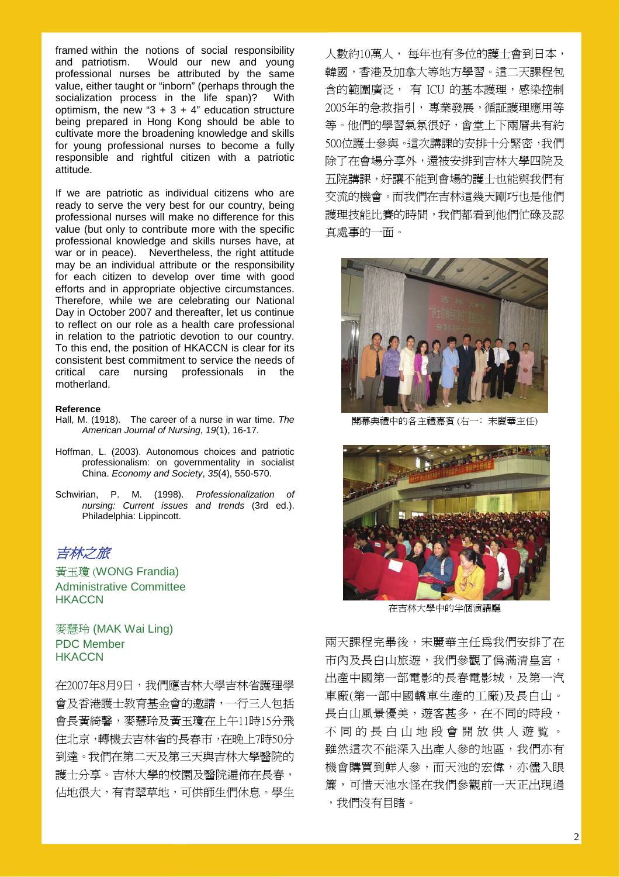framed within the notions of social responsibility and patriotism. Would our new and young professional nurses be attributed by the same value, either taught or "inborn" (perhaps through the socialization process in the life span)? With optimism, the new "3 + 3 + 4" education structure being prepared in Hong Kong should be able to cultivate more the broadening knowledge and skills for young professional nurses to become a fully responsible and rightful citizen with a patriotic attitude.

If we are patriotic as individual citizens who are ready to serve the very best for our country, being professional nurses will make no difference for this value (but only to contribute more with the specific professional knowledge and skills nurses have, at war or in peace). Nevertheless, the right attitude may be an individual attribute or the responsibility for each citizen to develop over time with good efforts and in appropriate objective circumstances. Therefore, while we are celebrating our National Day in October 2007 and thereafter, let us continue to reflect on our role as a health care professional in relation to the patriotic devotion to our country. To this end, the position of HKACCN is clear for its consistent best commitment to service the needs of critical care nursing professionals in the motherland.

**Reference**

Hall, M. (1918). The career of a nurse in war time. *The American Journal of Nursing*, *19*(1), 16-17.

Hoffman, L. (2003). Autonomous choices and patriotic professionalism: on governmentality in socialist China. *Economy and Society*, *35*(4), 550-570.

Schwirian, P. M. (1998). *Professionalization of nursing: Current issues and trends* (3rd ed.). Philadelphia: Lippincott.

## *吉林之旅*

黃玉瓊 (WONG Frandia)
Administrative Committee
HKACCN

麥慧玲 (MAK Wai Ling)
PDC Member
HKACCN

在2007年8月9日，我們應吉林大學吉林省護理學會及香港護士教育基金會的邀請，一行三人包括會長黃綺馨，麥慧玲及黃玉瓊在上午11時15分飛往北京，轉機去吉林省的長春市，在晚上7時50分到達。我們在第二天及第三天與吉林大學醫院的護士分享。吉林大學的校園及醫院遍佈在長春，佔地很大，有青翠草地，可供師生們休息。學生人數約10萬人， 每年也有多位的護士會到日本，韓國，香港及加拿大等地方學習。這二天課程包含的範圍廣泛， 有 ICU 的基本護理，感染控制2005年的急救指引， 專業發展，循証護理應用等等。他們的學習氣氛很好，會堂上下兩層共有約500位護士參與。這次講課的安排十分緊密，我們除了在會場分享外，還被安排到吉林大學四院及五院講課，好讓不能到會場的護士也能與我們有交流的機會。而我們在吉林這幾天剛巧也是他們護理技能比賽的時間，我們都看到他們忙碌及認真處事的一面。

開幕典禮中的各主禮嘉賓 (右一：宋麗華主任)

在吉林大學中的半個演講廳

兩天課程完畢後，宋麗華主任爲我們安排了在市內及長白山旅遊，我們參觀了僞滿清皇宮，出產中國第一部電影的長春電影城，及第一汽車廠(第一部中國轎車生產的工廠)及長白山。長白山風景優美，遊客甚多，在不同的時段，不同的長白山地段會開放供人遊覽。雖然這次不能深入出產人參的地區，我們亦有機會購買到鮮人參，而天池的宏偉，亦盡入眼簾，可惜天池水怪在我們參觀前一天正出現過，我們沒有目睹。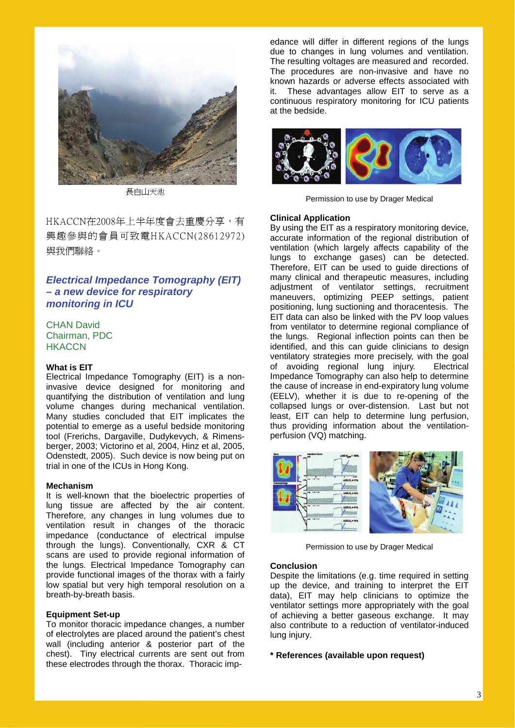長白山天池

HKACCN在2008年上半年度會去重慶分享，有興趣參與的會員可致電HKACCN(28612972)與我們聯絡。

## *Electrical Impedance Tomography (EIT) – a new device for respiratory monitoring in ICU*

CHAN David
Chairman, PDC
HKACCN

### What is EIT

Electrical Impedance Tomography (EIT) is a non-invasive device designed for monitoring and quantifying the distribution of ventilation and lung volume changes during mechanical ventilation. Many studies concluded that EIT implicates the potential to emerge as a useful bedside monitoring tool (Frerichs, Dargaville, Dudykevych, & Rimensberger, 2003; Victorino et al, 2004, Hinz et al, 2005, Odenstedt, 2005). Such device is now being put on trial in one of the ICUs in Hong Kong.

### Mechanism

It is well-known that the bioelectric properties of lung tissue are affected by the air content. Therefore, any changes in lung volumes due to ventilation result in changes of the thoracic impedance (conductance of electrical impulse through the lungs). Conventionally, CXR & CT scans are used to provide regional information of the lungs. Electrical Impedance Tomography can provide functional images of the thorax with a fairly low spatial but very high temporal resolution on a breath-by-breath basis.

### Equipment Set-up

To monitor thoracic impedance changes, a number of electrolytes are placed around the patient's chest wall (including anterior & posterior part of the chest). Tiny electrical currents are sent out from these electrodes through the thorax. Thoracic impedance will differ in different regions of the lungs due to changes in lung volumes and ventilation. The resulting voltages are measured and recorded. The procedures are non-invasive and have no known hazards or adverse effects associated with it. These advantages allow EIT to serve as a continuous respiratory monitoring for ICU patients at the bedside.

Permission to use by Drager Medical

### Clinical Application

By using the EIT as a respiratory monitoring device, accurate information of the regional distribution of ventilation (which largely affects capability of the lungs to exchange gases) can be detected. Therefore, EIT can be used to guide directions of many clinical and therapeutic measures, including adjustment of ventilator settings, recruitment maneuvers, optimizing PEEP settings, patient positioning, lung suctioning and thoracentesis. The EIT data can also be linked with the PV loop values from ventilator to determine regional compliance of the lungs. Regional inflection points can then be identified, and this can guide clinicians to design ventilatory strategies more precisely, with the goal of avoiding regional lung injury. Electrical Impedance Tomography can also help to determine the cause of increase in end-expiratory lung volume (EELV), whether it is due to re-opening of the collapsed lungs or over-distension. Last but not least, EIT can help to determine lung perfusion, thus providing information about the ventilation-perfusion (VQ) matching.

Permission to use by Drager Medical

### Conclusion

Despite the limitations (e.g. time required in setting up the device, and training to interpret the EIT data), EIT may help clinicians to optimize the ventilator settings more appropriately with the goal of achieving a better gaseous exchange. It may also contribute to a reduction of ventilator-induced lung injury.

**\* References (available upon request)**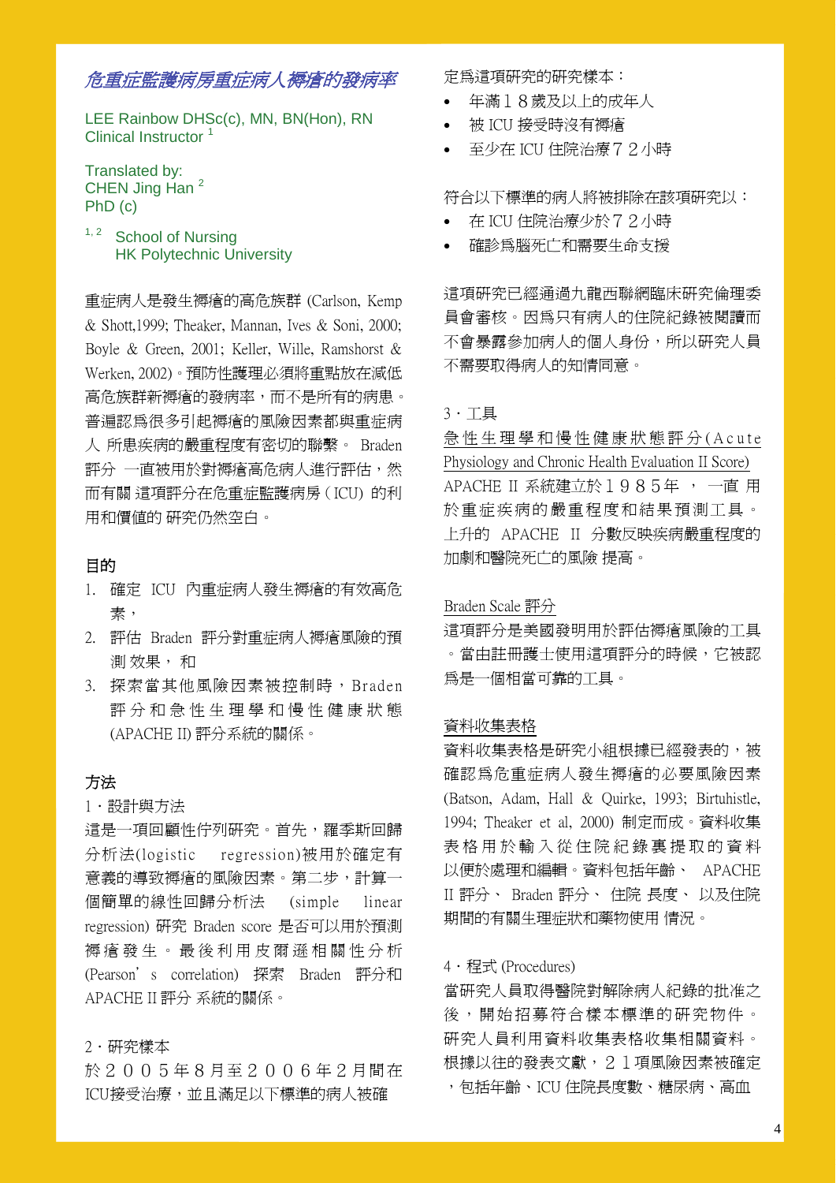# 危重症監護病房重症病人褥瘡的發病率

LEE Rainbow DHSc(c), MN, BN(Hon), RN
Clinical Instructor [1]

Translated by:
CHEN Jing Han [2]
PhD (c)

[1, 2] School of Nursing
HK Polytechnic University

重症病人是發生褥瘡的高危族群 (Carlson, Kemp & Shott,1999; Theaker, Mannan, Ives & Soni, 2000; Boyle & Green, 2001; Keller, Wille, Ramshorst & Werken, 2002)。預防性護理必須將重點放在減低高危族群新褥瘡的發病率，而不是所有的病患。普遍認爲很多引起褥瘡的風險因素都與重症病人 所患疾病的嚴重程度有密切的聯繫。 Braden 評分 一直被用於對褥瘡高危病人進行評估，然而有關 這項評分在危重症監護病房 (ICU) 的利用和價值的 研究仍然空白。

## 目的

1. 確定 ICU 內重症病人發生褥瘡的有效高危素，
2. 評估 Braden 評分對重症病人褥瘡風險的預測 效果， 和
3. 探索當其他風險因素被控制時，Braden 評分和急性生理學和慢性健康狀態 (APACHE II) 評分系統的關係。

## 方法

1．設計與方法

這是一項回顧性佇列研究。首先，羅季斯回歸分析法(logistic regression)被用於確定有意義的導致褥瘡的風險因素。第二步，計算一個簡單的線性回歸分析法 (simple linear regression) 研究 Braden score 是否可以用於預測褥瘡發生。最後利用皮爾遜相關性分析 (Pearson's correlation) 探索 Braden 評分和 APACHE II 評分 系統的關係。

2．研究樣本

於２００５年８月至２００６年２月間在ICU接受治療，並且滿足以下標準的病人被確定爲這項研究的研究樣本：

- 年滿１８歲及以上的成年人
- 被 ICU 接受時沒有褥瘡
- 至少在 ICU 住院治療７２小時

符合以下標準的病人將被排除在該項研究以：

- 在 ICU 住院治療少於７２小時
- 確診爲腦死亡和需要生命支援

這項研究已經通過九龍西聯網臨床研究倫理委員會審核。因爲只有病人的住院紀錄被閱讀而不會暴露參加病人的個人身份，所以研究人員不需要取得病人的知情同意。

3．工具

急性生理學和慢性健康狀態評分(Acute Physiology and Chronic Health Evaluation II Score)

APACHE II 系統建立於１９８５年 ， 一直 用於重症疾病的嚴重程度和結果預測工具。上升的 APACHE II 分數反映疾病嚴重程度的加劇和醫院死亡的風險 提高。

Braden Scale 評分

這項評分是美國發明用於評估褥瘡風險的工具。當由註冊護士使用這項評分的時候，它被認爲是一個相當可靠的工具。

資料收集表格

資料收集表格是研究小組根據已經發表的，被確認爲危重症病人發生褥瘡的必要風險因素 (Batson, Adam, Hall & Quirke, 1993; Birtuhistle, 1994; Theaker et al, 2000) 制定而成。資料收集表格用於輸入從住院紀錄裏提取的資料以便於處理和編輯。資料包括年齡、 APACHE II 評分、 Braden 評分、 住院 長度、 以及住院期間的有關生理症狀和藥物使用 情況。

4．程式 (Procedures)

當研究人員取得醫院對解除病人紀錄的批准之後，開始招募符合樣本標準的研究物件。研究人員利用資料收集表格收集相關資料。根據以往的發表文獻，２１項風險因素被確定，包括年齡、ICU 住院長度數、糖尿病、高血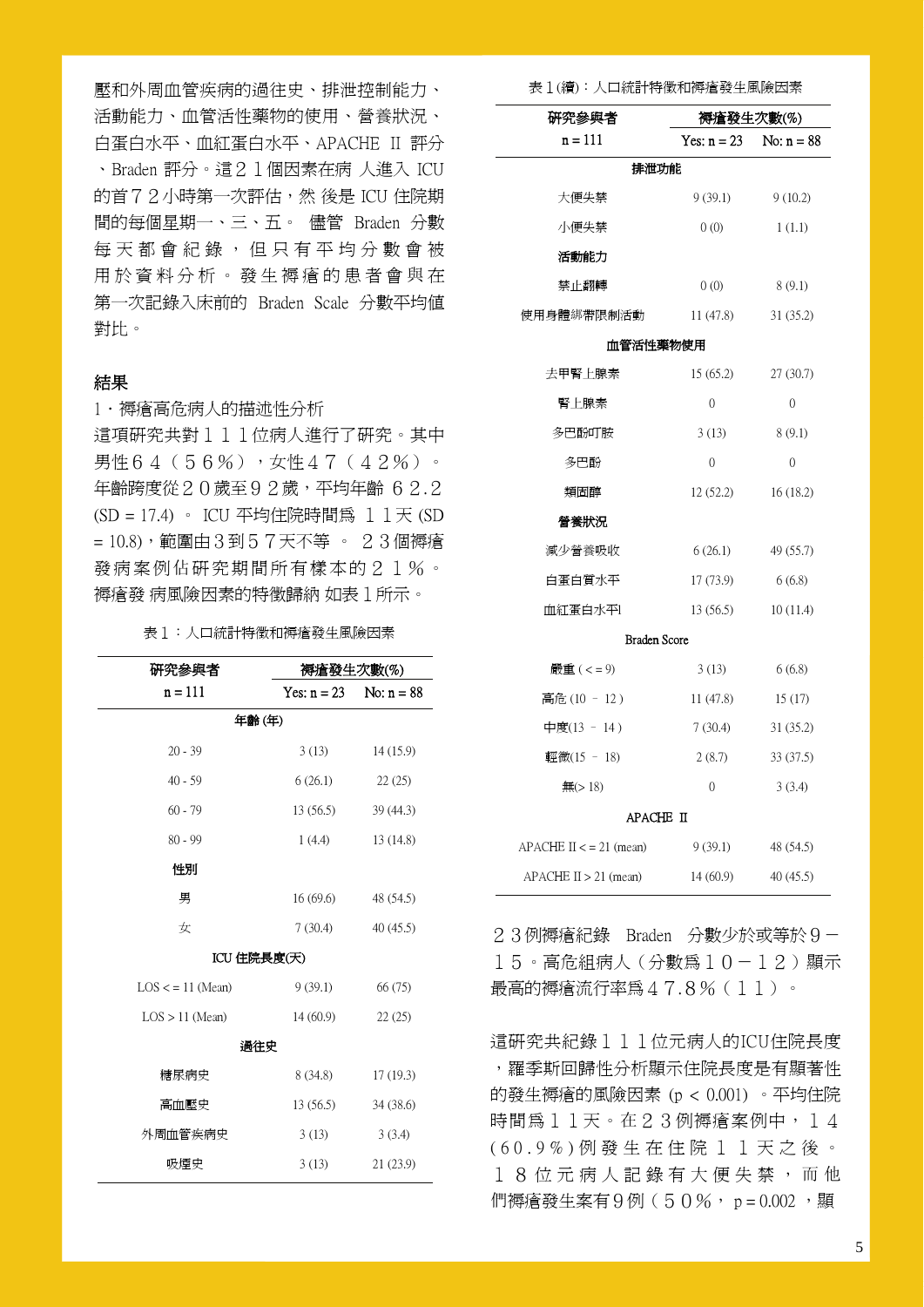壓和外周血管疾病的過往史、排泄控制能力、活動能力、血管活性藥物的使用、營養狀況、白蛋白水平、血紅蛋白水平、APACHE II 評分、Braden 評分。這２１個因素在病 人進入 ICU 的首７２小時第一次評估，然 後是 ICU 住院期間的每個星期一、三、五。 儘管 Braden 分數每天都會紀錄，但只有平均分數會被用於資料分析。發生褥瘡的患者會與在第一次記錄入床前的 Braden Scale 分數平均值對比。

## 結果

1．褥瘡高危病人的描述性分析

這項研究共對１１１位病人進行了研究。其中男性６４（５６％），女性４７（４２％）。年齡跨度從２０歲至９２歲，平均年齡 ６２.２ (SD = 17.4) 。 ICU 平均住院時間爲 １１天 (SD = 10.8)，範圍由３到５７天不等 。 ２３個褥瘡發病案例佔研究期間所有樣本的２１％。褥瘡發 病風險因素的特徵歸納 如表１所示。

表１：人口統計特徵和褥瘡發生風險因素

| 研究參與者 | 褥瘡發生次數(%) | |
|---|---|---|
| n = 111 | Yes: n = 23 | No: n = 88 |
| **年齡 (年)** | | |
| 20 - 39 | 3 (13) | 14 (15.9) |
| 40 - 59 | 6 (26.1) | 22 (25) |
| 60 - 79 | 13 (56.5) | 39 (44.3) |
| 80 - 99 | 1 (4.4) | 13 (14.8) |
| **性別** | | |
| 男 | 16 (69.6) | 48 (54.5) |
| 女 | 7 (30.4) | 40 (45.5) |
| **ICU 住院長度(天)** | | |
| LOS < = 11 (Mean) | 9 (39.1) | 66 (75) |
| LOS > 11 (Mean) | 14 (60.9) | 22 (25) |
| **過往史** | | |
| 糖尿病史 | 8 (34.8) | 17 (19.3) |
| 高血壓史 | 13 (56.5) | 34 (38.6) |
| 外周血管疾病史 | 3 (13) | 3 (3.4) |
| 吸煙史 | 3 (13) | 21 (23.9) |

表１(續)：人口統計特徵和褥瘡發生風險因素

| 研究參與者 | 褥瘡發生次數(%) | |
|---|---|---|
| n = 111 | Yes: n = 23 | No: n = 88 |
| **排泄功能** | | |
| 大便失禁 | 9 (39.1) | 9 (10.2) |
| 小便失禁 | 0 (0) | 1 (1.1) |
| **活動能力** | | |
| 禁止翻轉 | 0 (0) | 8 (9.1) |
| 使用身體綁帶限制活動 | 11 (47.8) | 31 (35.2) |
| **血管活性藥物使用** | | |
| 去甲腎上腺素 | 15 (65.2) | 27 (30.7) |
| 腎上腺素 | 0 | 0 |
| 多巴酚叮胺 | 3 (13) | 8 (9.1) |
| 多巴酚 | 0 | 0 |
| 類固醇 | 12 (52.2) | 16 (18.2) |
| **營養狀況** | | |
| 減少營養吸收 | 6 (26.1) | 49 (55.7) |
| 白蛋白質水平 | 17 (73.9) | 6 (6.8) |
| 血紅蛋白水平l | 13 (56.5) | 10 (11.4) |
| **Braden Score** | | |
| 嚴重 ( < = 9) | 3 (13) | 6 (6.8) |
| 高危 (10 – 12 ) | 11 (47.8) | 15 (17) |
| 中度(13 – 14 ) | 7 (30.4) | 31 (35.2) |
| 輕微(15 – 18) | 2 (8.7) | 33 (37.5) |
| 無(> 18) | 0 | 3 (3.4) |
| **APACHE II** | | |
| APACHE II < = 21 (mean) | 9 (39.1) | 48 (54.5) |
| APACHE II > 21 (mean) | 14 (60.9) | 40 (45.5) |

２３例褥瘡紀錄 Braden 分數少於或等於９－１５。高危組病人（分數爲１０－１２）顯示最高的褥瘡流行率爲４７.８％（１１）。

這研究共紀錄１１１位元病人的ICU住院長度，羅季斯回歸性分析顯示住院長度是有顯著性的發生褥瘡的風險因素 ($p < 0.001$) 。平均住院時間爲１１天。在２３例褥瘡案例中，１４(６０.９％)例發生在住院１１天之後。１８位元病人記錄有大便失禁，而他們褥瘡發生案有９例（５０％， $p = 0.002$ ，顯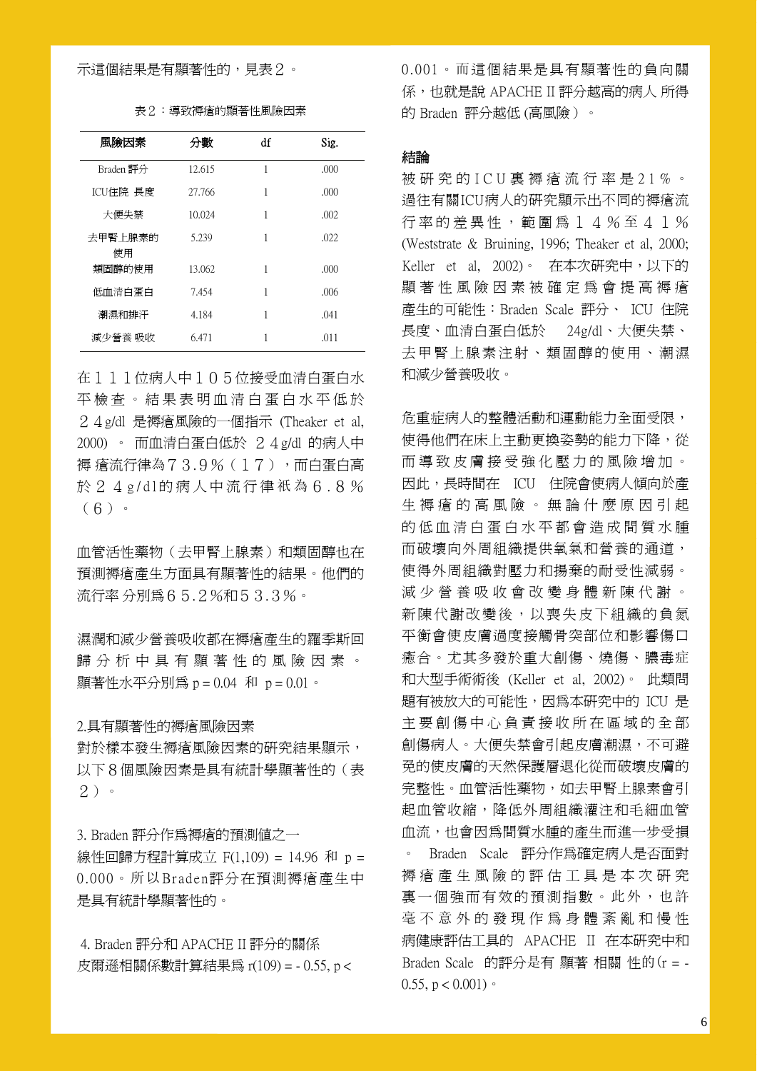示這個結果是有顯著性的，見表２。

表２：導致褥瘡的顯著性風險因素

| 風險因素 | 分數 | df | Sig. |
|---|---|---|---|
| Braden 評分 | 12.615 | 1 | .000 |
| ICU住院 長度 | 27.766 | 1 | .000 |
| 大便失禁 | 10.024 | 1 | .002 |
| 去甲腎上腺素的使用 | 5.239 | 1 | .022 |
| 類固醇的使用 | 13.062 | 1 | .000 |
| 低血清白蛋白 | 7.454 | 1 | .006 |
| 潮濕和排汗 | 4.184 | 1 | .041 |
| 減少營養 吸收 | 6.471 | 1 | .011 |

在１１１位病人中１０５位接受血清白蛋白水平檢查。結果表明血清白蛋白水平低於２４g/dl 是褥瘡風險的一個指示 (Theaker et al, 2000) 。 而血清白蛋白低於 ２４g/dl 的病人中褥瘡流行律為７３.９%（１７），而白蛋白高於２４g/dl的病人中流行律祇為６.８%（６）。

血管活性藥物（去甲腎上腺素）和類固醇也在預測褥瘡產生方面具有顯著性的結果。他們的流行率 分別為６５.２%和５３.３%。

濕潤和減少營養吸收都在褥瘡產生的羅季斯回歸分析中具有顯著性的風險因素。顯著性水平分別為 $p = 0.04$ 和 $p = 0.01$。

2.具有顯著性的褥瘡風險因素

對於樣本發生褥瘡風險因素的研究結果顯示，以下８個風險因素是具有統計學顯著性的（表２）。

3. Braden 評分作爲褥瘡的預測值之一

線性回歸方程計算成立 $F(1,109) = 14.96$ 和 $p = 0.000$。所以Braden評分在預測褥瘡產生中是具有統計學顯著性的。

4. Braden 評分和 APACHE II 評分的關係

皮爾遜相關係數計算結果爲 $r(109) = -0.55$, $p < 0.001$。而這個結果是具有顯著性的負向關係，也就是說 APACHE II 評分越高的病人 所得的 Braden 評分越低 (高風險）。

## 結論

被研究的ICU裏褥瘡流行率是21%。過往有關ICU病人的研究顯示出不同的褥瘡流行率的差異性，範圍爲１４%至４１% (Weststrate & Bruining, 1996; Theaker et al, 2000; Keller et al, 2002)。 在本次研究中，以下的顯著性風險因素被確定爲會提高褥瘡產生的可能性：Braden Scale 評分、 ICU 住院長度、血清白蛋白低於 24g/dl、大便失禁、去甲腎上腺素注射、類固醇的使用、潮濕和減少營養吸收。

危重症病人的整體活動和運動能力全面受限，使得他們在床上主動更換姿勢的能力下降，從而導致皮膚接受強化壓力的風險增加。因此，長時間在 ICU 住院會使病人傾向於產生褥瘡的高風險。無論什麼原因引起的低血清白蛋白水平都會造成間質水腫而破壞向外周組織提供氧氣和營養的通道，使得外周組織對壓力和揚棄的耐受性減弱。減少營養吸收會改變身體新陳代謝。新陳代謝改變後，以喪失皮下組織的負氮平衡會使皮膚過度接觸骨突部位和影響傷口癒合。尤其多發於重大創傷、燒傷、膿毒症和大型手術術後 (Keller et al, 2002)。 此類問題有被放大的可能性，因爲本研究中的 ICU 是主要創傷中心負責接收所在區域的全部創傷病人。大便失禁會引起皮膚潮濕，不可避免的使皮膚的天然保護層退化從而破壞皮膚的完整性。血管活性藥物，如去甲腎上腺素會引起血管收縮，降低外周組織灌注和毛細血管血流，也會因爲間質水腫的產生而進一步受損。 Braden Scale 評分作爲確定病人是否面對褥瘡產生風險的評估工具是本次研究裏一個強而有效的預測指數。此外，也許毫不意外的發現作爲身體紊亂和慢性病健康評估工具的 APACHE II 在本研究中和 Braden Scale 的評分是有 顯著 相關 性的 ($r = -0.55$, $p < 0.001$)。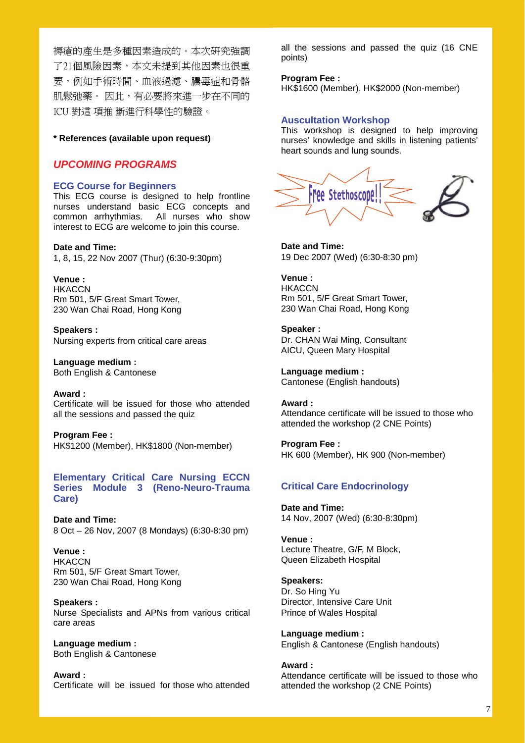褥瘡的產生是多種因素造成的。本次研究強調了21個風險因素，本文未提到其他因素也很重要，例如手術時間、血液過濾、膿毒症和骨骼肌鬆弛藥。 因此，有必要將來進一步在不同的ICU 對這 項推 斷進行科學性的驗證。

**\* References (available upon request)**

## *UPCOMING PROGRAMS*

### ECG Course for Beginners

This ECG course is designed to help frontline nurses understand basic ECG concepts and common arrhythmias. All nurses who show interest to ECG are welcome to join this course.

**Date and Time:**
1, 8, 15, 22 Nov 2007 (Thur) (6:30-9:30pm)

**Venue :**
HKACCN
Rm 501, 5/F Great Smart Tower,
230 Wan Chai Road, Hong Kong

**Speakers :**
Nursing experts from critical care areas

**Language medium :**
Both English & Cantonese

**Award :**
Certificate will be issued for those who attended all the sessions and passed the quiz

**Program Fee :**
HK$1200 (Member), HK$1800 (Non-member)

### Elementary Critical Care Nursing ECCN Series Module 3 (Reno-Neuro-Trauma Care)

**Date and Time:**
8 Oct – 26 Nov, 2007 (8 Mondays) (6:30-8:30 pm)

**Venue :**
HKACCN
Rm 501, 5/F Great Smart Tower,
230 Wan Chai Road, Hong Kong

**Speakers :**
Nurse Specialists and APNs from various critical care areas

**Language medium :**
Both English & Cantonese

**Award :**
Certificate will be issued for those who attended all the sessions and passed the quiz (16 CNE points)

**Program Fee :**
HK$1600 (Member), HK$2000 (Non-member)

### Auscultation Workshop

This workshop is designed to help improving nurses' knowledge and skills in listening patients' heart sounds and lung sounds.

Free Stethoscope!!

**Date and Time:**
19 Dec 2007 (Wed) (6:30-8:30 pm)

**Venue :**
HKACCN
Rm 501, 5/F Great Smart Tower,
230 Wan Chai Road, Hong Kong

**Speaker :**
Dr. CHAN Wai Ming, Consultant
AICU, Queen Mary Hospital

**Language medium :**
Cantonese (English handouts)

**Award :**
Attendance certificate will be issued to those who attended the workshop (2 CNE Points)

**Program Fee :**
HK 600 (Member), HK 900 (Non-member)

### Critical Care Endocrinology

**Date and Time:**
14 Nov, 2007 (Wed) (6:30-8:30pm)

**Venue :**
Lecture Theatre, G/F, M Block,
Queen Elizabeth Hospital

**Speakers:**
Dr. So Hing Yu
Director, Intensive Care Unit
Prince of Wales Hospital

**Language medium :**
English & Cantonese (English handouts)

**Award :**
Attendance certificate will be issued to those who attended the workshop (2 CNE Points)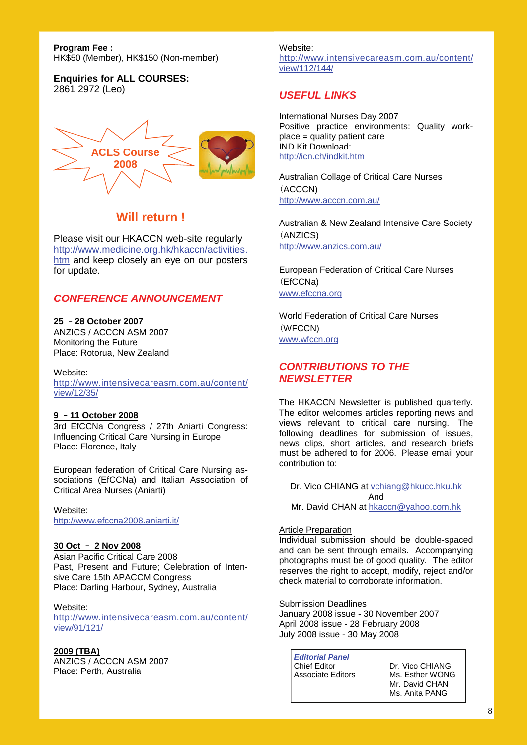**Program Fee :**
HK$50 (Member), HK$150 (Non-member)

**Enquiries for ALL COURSES:**
2861 2972 (Leo)

ACLS Course 2008

## Will return !

Please visit our HKACCN web-site regularly http://www.medicine.org.hk/hkaccn/activities.htm and keep closely an eye on our posters for update.

## *CONFERENCE ANNOUNCEMENT*

**25 – 28 October 2007**
ANZICS / ACCCN ASM 2007
Monitoring the Future
Place: Rotorua, New Zealand

Website:
http://www.intensivecareasm.com.au/content/view/12/35/

**9 – 11 October 2008**
3rd EfCCNa Congress / 27th Aniarti Congress: Influencing Critical Care Nursing in Europe
Place: Florence, Italy

European federation of Critical Care Nursing associations (EfCCNa) and Italian Association of Critical Area Nurses (Aniarti)

Website:
http://www.efccna2008.aniarti.it/

**30 Oct – 2 Nov 2008**
Asian Pacific Critical Care 2008
Past, Present and Future; Celebration of Intensive Care 15th APACCM Congress
Place: Darling Harbour, Sydney, Australia

Website:
http://www.intensivecareasm.com.au/content/view/91/121/

**2009 (TBA)**
ANZICS / ACCCN ASM 2007
Place: Perth, Australia

Website:
http://www.intensivecareasm.com.au/content/view/112/144/

## *USEFUL LINKS*

International Nurses Day 2007
Positive practice environments: Quality workplace = quality patient care
IND Kit Download:
http://icn.ch/indkit.htm

Australian Collage of Critical Care Nurses （ACCCN）
http://www.acccn.com.au/

Australian & New Zealand Intensive Care Society （ANZICS）
http://www.anzics.com.au/

European Federation of Critical Care Nurses （EfCCNa）
www.efccna.org

World Federation of Critical Care Nurses （WFCCN）
www.wfccn.org

## *CONTRIBUTIONS TO THE NEWSLETTER*

The HKACCN Newsletter is published quarterly. The editor welcomes articles reporting news and views relevant to critical care nursing. The following deadlines for submission of issues, news clips, short articles, and research briefs must be adhered to for 2006. Please email your contribution to:

Dr. Vico CHIANG at vchiang@hkucc.hku.hk
And
Mr. David CHAN at hkaccn@yahoo.com.hk

Article Preparation
Individual submission should be double-spaced and can be sent through emails. Accompanying photographs must be of good quality. The editor reserves the right to accept, modify, reject and/or check material to corroborate information.

Submission Deadlines
January 2008 issue - 30 November 2007
April 2008 issue - 28 February 2008
July 2008 issue - 30 May 2008

| *Editorial Panel* | |
|---|---|
| Chief Editor | Dr. Vico CHIANG |
| Associate Editors | Ms. Esther WONG |
| | Mr. David CHAN |
| | Ms. Anita PANG |